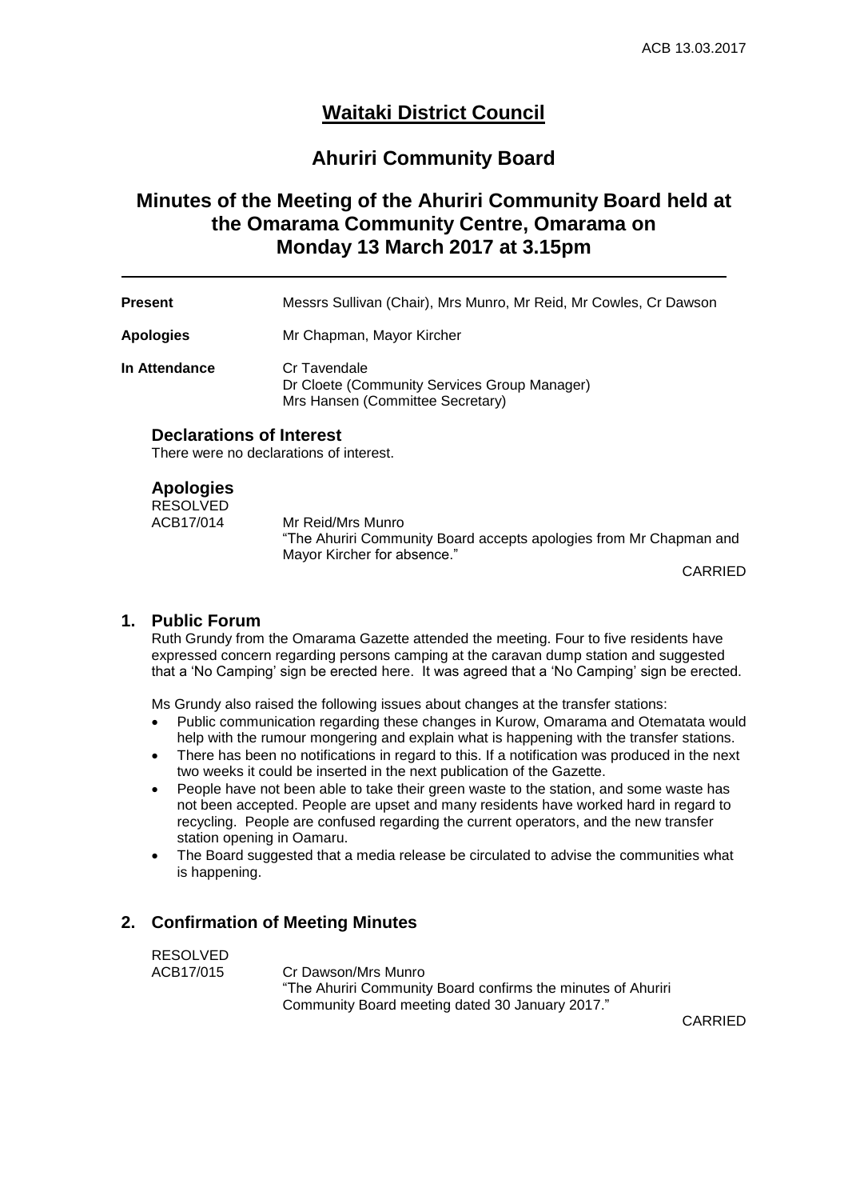# Waitaki District Council

## Ahuriri Community Board

## Minutes of the Meeting of the Ahuriri Community Board held at the Omarama Community Centre, Omarama on Monday 13 March 2017 at 3.15pm

---

| | |
|---|---|
| **Present** | Messrs Sullivan (Chair), Mrs Munro, Mr Reid, Mr Cowles, Cr Dawson |
| **Apologies** | Mr Chapman, Mayor Kircher |
| **In Attendance** | Cr Tavendale<br>Dr Cloete (Community Services Group Manager)<br>Mrs Hansen (Committee Secretary) |

### Declarations of Interest

There were no declarations of interest.

### Apologies

RESOLVED
ACB17/014 Mr Reid/Mrs Munro
"The Ahuriri Community Board accepts apologies from Mr Chapman and Mayor Kircher for absence."

CARRIED

### 1. Public Forum

Ruth Grundy from the Omarama Gazette attended the meeting. Four to five residents have expressed concern regarding persons camping at the caravan dump station and suggested that a 'No Camping' sign be erected here. It was agreed that a 'No Camping' sign be erected.

Ms Grundy also raised the following issues about changes at the transfer stations:

- Public communication regarding these changes in Kurow, Omarama and Otematata would help with the rumour mongering and explain what is happening with the transfer stations.
- There has been no notifications in regard to this. If a notification was produced in the next two weeks it could be inserted in the next publication of the Gazette.
- People have not been able to take their green waste to the station, and some waste has not been accepted. People are upset and many residents have worked hard in regard to recycling. People are confused regarding the current operators, and the new transfer station opening in Oamaru.
- The Board suggested that a media release be circulated to advise the communities what is happening.

### 2. Confirmation of Meeting Minutes

RESOLVED
ACB17/015 Cr Dawson/Mrs Munro
"The Ahuriri Community Board confirms the minutes of Ahuriri Community Board meeting dated 30 January 2017."

CARRIED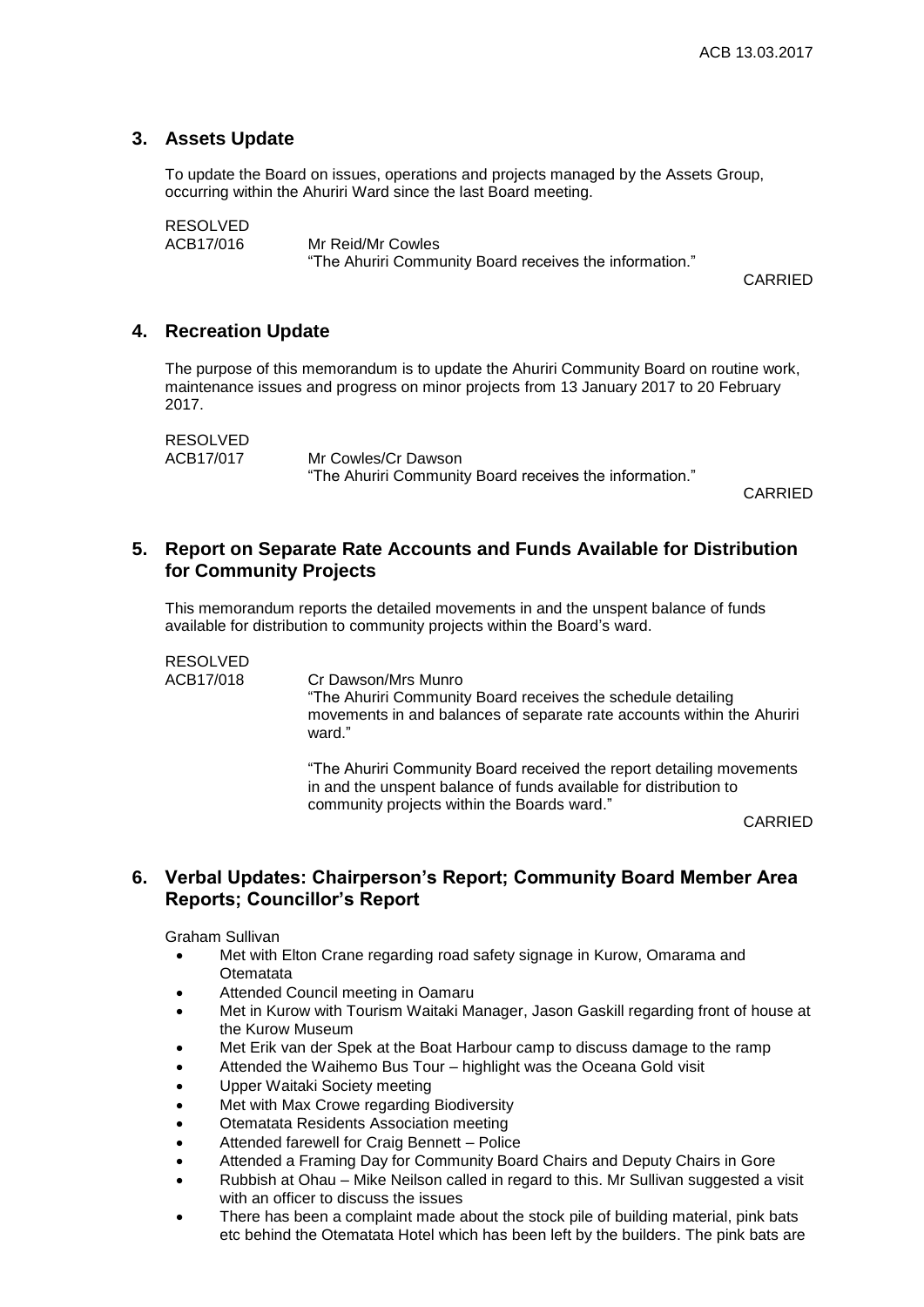## 3. Assets Update

To update the Board on issues, operations and projects managed by the Assets Group, occurring within the Ahuriri Ward since the last Board meeting.

RESOLVED
ACB17/016 Mr Reid/Mr Cowles
"The Ahuriri Community Board receives the information."

CARRIED

## 4. Recreation Update

The purpose of this memorandum is to update the Ahuriri Community Board on routine work, maintenance issues and progress on minor projects from 13 January 2017 to 20 February 2017.

RESOLVED
ACB17/017 Mr Cowles/Cr Dawson
"The Ahuriri Community Board receives the information."

CARRIED

## 5. Report on Separate Rate Accounts and Funds Available for Distribution for Community Projects

This memorandum reports the detailed movements in and the unspent balance of funds available for distribution to community projects within the Board's ward.

RESOLVED
ACB17/018 Cr Dawson/Mrs Munro
"The Ahuriri Community Board receives the schedule detailing movements in and balances of separate rate accounts within the Ahuriri ward."

"The Ahuriri Community Board received the report detailing movements in and the unspent balance of funds available for distribution to community projects within the Boards ward."

CARRIED

## 6. Verbal Updates: Chairperson's Report; Community Board Member Area Reports; Councillor's Report

Graham Sullivan

- Met with Elton Crane regarding road safety signage in Kurow, Omarama and Otematata
- Attended Council meeting in Oamaru
- Met in Kurow with Tourism Waitaki Manager, Jason Gaskill regarding front of house at the Kurow Museum
- Met Erik van der Spek at the Boat Harbour camp to discuss damage to the ramp
- Attended the Waihemo Bus Tour – highlight was the Oceana Gold visit
- Upper Waitaki Society meeting
- Met with Max Crowe regarding Biodiversity
- Otematata Residents Association meeting
- Attended farewell for Craig Bennett – Police
- Attended a Framing Day for Community Board Chairs and Deputy Chairs in Gore
- Rubbish at Ohau – Mike Neilson called in regard to this. Mr Sullivan suggested a visit with an officer to discuss the issues
- There has been a complaint made about the stock pile of building material, pink bats etc behind the Otematata Hotel which has been left by the builders. The pink bats are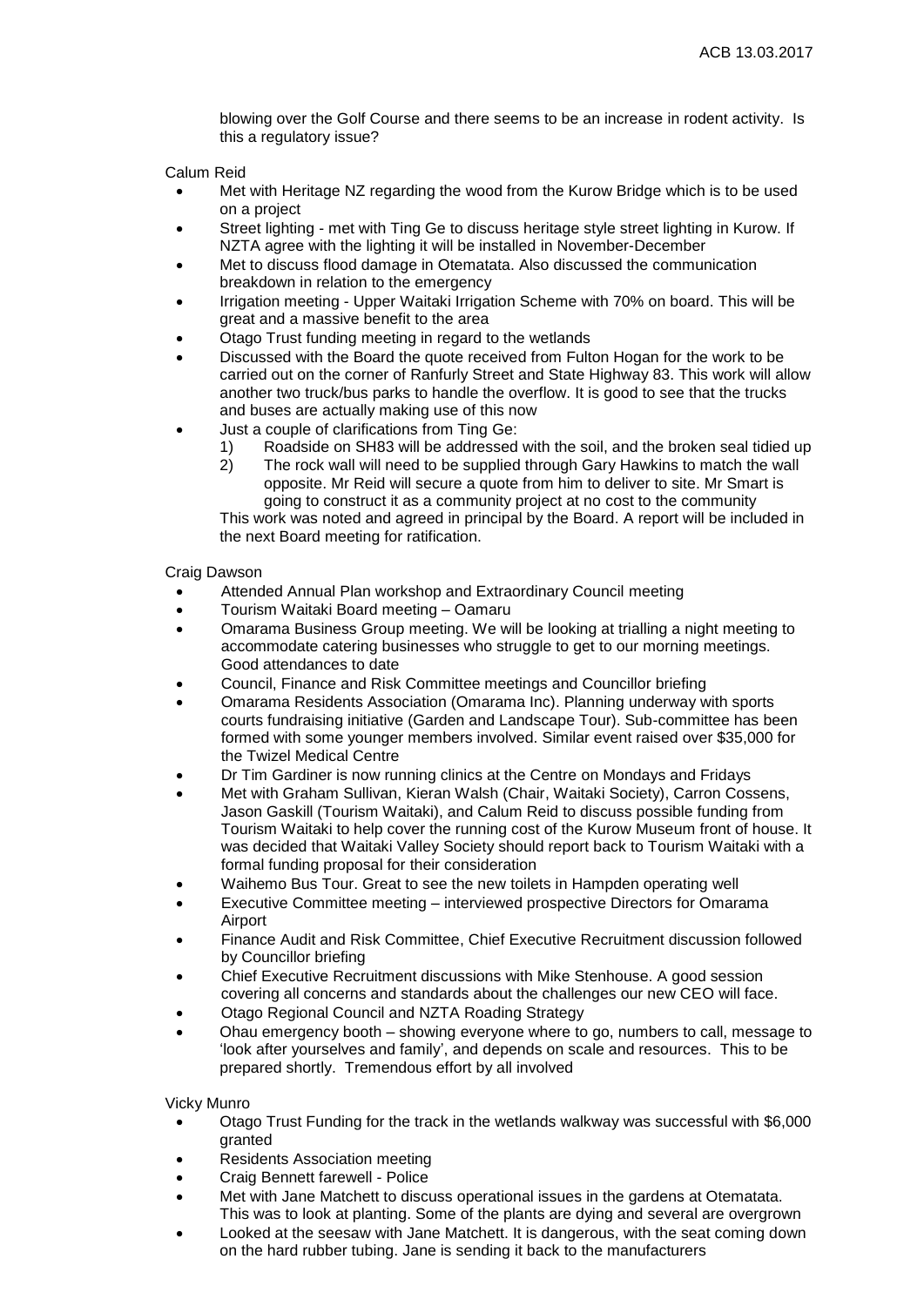blowing over the Golf Course and there seems to be an increase in rodent activity. Is this a regulatory issue?

Calum Reid

- Met with Heritage NZ regarding the wood from the Kurow Bridge which is to be used on a project
- Street lighting - met with Ting Ge to discuss heritage style street lighting in Kurow. If NZTA agree with the lighting it will be installed in November-December
- Met to discuss flood damage in Otematata. Also discussed the communication breakdown in relation to the emergency
- Irrigation meeting - Upper Waitaki Irrigation Scheme with 70% on board. This will be great and a massive benefit to the area
- Otago Trust funding meeting in regard to the wetlands
- Discussed with the Board the quote received from Fulton Hogan for the work to be carried out on the corner of Ranfurly Street and State Highway 83. This work will allow another two truck/bus parks to handle the overflow. It is good to see that the trucks and buses are actually making use of this now
- Just a couple of clarifications from Ting Ge:
  1) Roadside on SH83 will be addressed with the soil, and the broken seal tidied up
  2) The rock wall will need to be supplied through Gary Hawkins to match the wall opposite. Mr Reid will secure a quote from him to deliver to site. Mr Smart is going to construct it as a community project at no cost to the community

  This work was noted and agreed in principal by the Board. A report will be included in the next Board meeting for ratification.

Craig Dawson

- Attended Annual Plan workshop and Extraordinary Council meeting
- Tourism Waitaki Board meeting – Oamaru
- Omarama Business Group meeting. We will be looking at trialling a night meeting to accommodate catering businesses who struggle to get to our morning meetings. Good attendances to date
- Council, Finance and Risk Committee meetings and Councillor briefing
- Omarama Residents Association (Omarama Inc). Planning underway with sports courts fundraising initiative (Garden and Landscape Tour). Sub-committee has been formed with some younger members involved. Similar event raised over $35,000 for the Twizel Medical Centre
- Dr Tim Gardiner is now running clinics at the Centre on Mondays and Fridays
- Met with Graham Sullivan, Kieran Walsh (Chair, Waitaki Society), Carron Cossens, Jason Gaskill (Tourism Waitaki), and Calum Reid to discuss possible funding from Tourism Waitaki to help cover the running cost of the Kurow Museum front of house. It was decided that Waitaki Valley Society should report back to Tourism Waitaki with a formal funding proposal for their consideration
- Waihemo Bus Tour. Great to see the new toilets in Hampden operating well
- Executive Committee meeting – interviewed prospective Directors for Omarama Airport
- Finance Audit and Risk Committee, Chief Executive Recruitment discussion followed by Councillor briefing
- Chief Executive Recruitment discussions with Mike Stenhouse. A good session covering all concerns and standards about the challenges our new CEO will face.
- Otago Regional Council and NZTA Roading Strategy
- Ohau emergency booth – showing everyone where to go, numbers to call, message to 'look after yourselves and family', and depends on scale and resources. This to be prepared shortly. Tremendous effort by all involved

Vicky Munro

- Otago Trust Funding for the track in the wetlands walkway was successful with $6,000 granted
- Residents Association meeting
- Craig Bennett farewell - Police
- Met with Jane Matchett to discuss operational issues in the gardens at Otematata. This was to look at planting. Some of the plants are dying and several are overgrown
- Looked at the seesaw with Jane Matchett. It is dangerous, with the seat coming down on the hard rubber tubing. Jane is sending it back to the manufacturers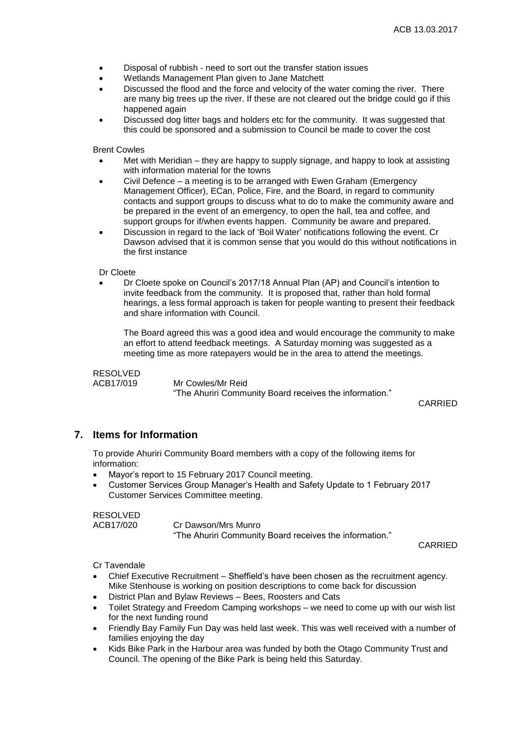- Disposal of rubbish - need to sort out the transfer station issues
- Wetlands Management Plan given to Jane Matchett
- Discussed the flood and the force and velocity of the water coming the river. There are many big trees up the river. If these are not cleared out the bridge could go if this happened again
- Discussed dog litter bags and holders etc for the community. It was suggested that this could be sponsored and a submission to Council be made to cover the cost

Brent Cowles

- Met with Meridian – they are happy to supply signage, and happy to look at assisting with information material for the towns
- Civil Defence – a meeting is to be arranged with Ewen Graham (Emergency Management Officer), ECan, Police, Fire, and the Board, in regard to community contacts and support groups to discuss what to do to make the community aware and be prepared in the event of an emergency, to open the hall, tea and coffee, and support groups for if/when events happen. Community be aware and prepared.
- Discussion in regard to the lack of 'Boil Water' notifications following the event. Cr Dawson advised that it is common sense that you would do this without notifications in the first instance

Dr Cloete

- Dr Cloete spoke on Council's 2017/18 Annual Plan (AP) and Council's intention to invite feedback from the community. It is proposed that, rather than hold formal hearings, a less formal approach is taken for people wanting to present their feedback and share information with Council.

  The Board agreed this was a good idea and would encourage the community to make an effort to attend feedback meetings. A Saturday morning was suggested as a meeting time as more ratepayers would be in the area to attend the meetings.

RESOLVED
ACB17/019 Mr Cowles/Mr Reid
"The Ahuriri Community Board receives the information."

CARRIED

## 7. Items for Information

To provide Ahuriri Community Board members with a copy of the following items for information:

- Mayor's report to 15 February 2017 Council meeting.
- Customer Services Group Manager's Health and Safety Update to 1 February 2017 Customer Services Committee meeting.

RESOLVED
ACB17/020 Cr Dawson/Mrs Munro
"The Ahuriri Community Board receives the information."

CARRIED

Cr Tavendale

- Chief Executive Recruitment – Sheffield's have been chosen as the recruitment agency. Mike Stenhouse is working on position descriptions to come back for discussion
- District Plan and Bylaw Reviews – Bees, Roosters and Cats
- Toilet Strategy and Freedom Camping workshops – we need to come up with our wish list for the next funding round
- Friendly Bay Family Fun Day was held last week. This was well received with a number of families enjoying the day
- Kids Bike Park in the Harbour area was funded by both the Otago Community Trust and Council. The opening of the Bike Park is being held this Saturday.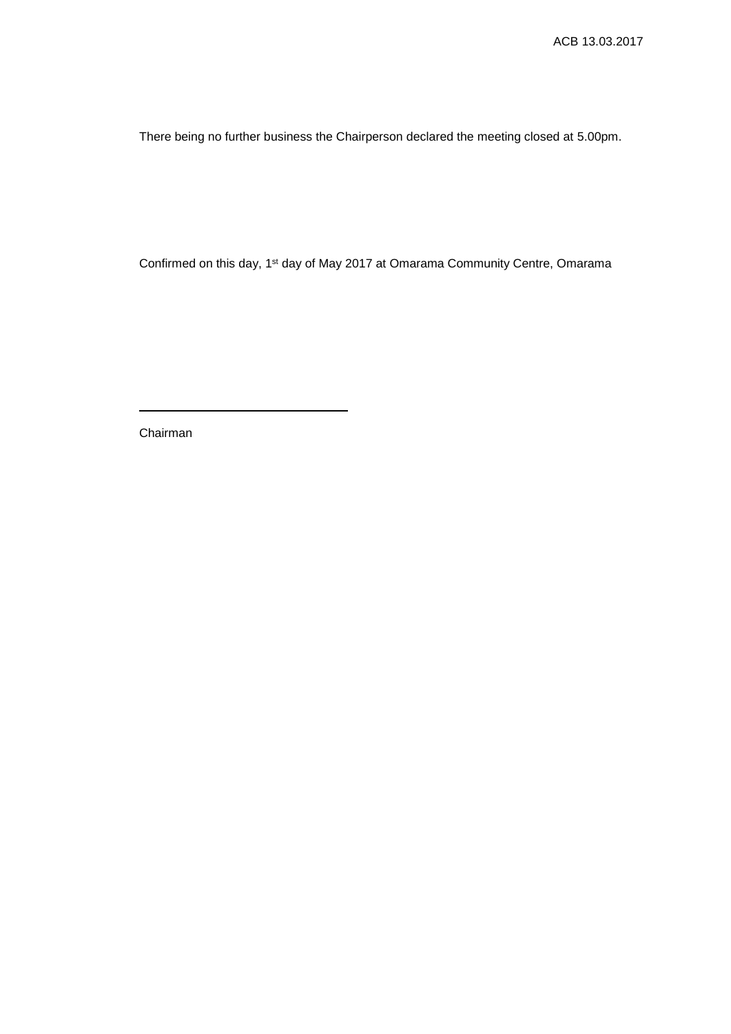There being no further business the Chairperson declared the meeting closed at 5.00pm.

Confirmed on this day, 1st day of May 2017 at Omarama Community Centre, Omarama

\_\_\_\_\_\_\_\_\_\_\_\_\_\_\_\_\_\_\_\_\_\_\_\_\_\_\_\_\_\_

Chairman